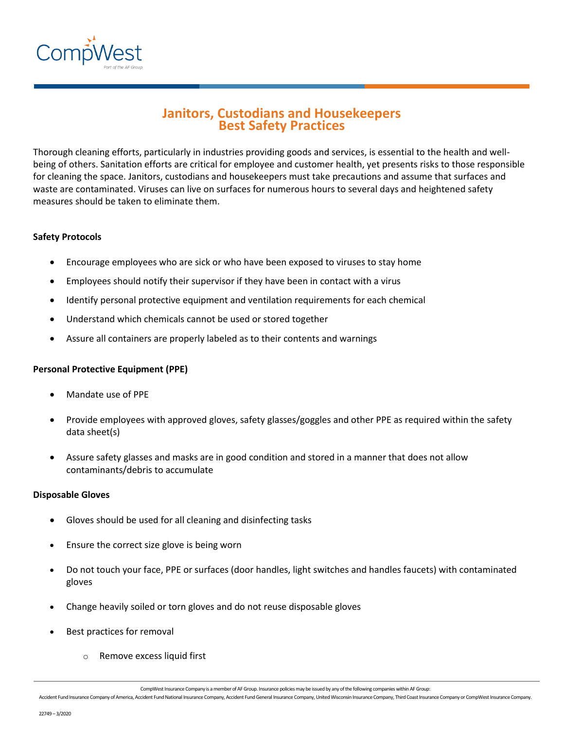# Janitors, Custodians and Housekeepers Best Safety Practices

Thorough cleaning efforts, particularly in industries providing goods and services, is essential to the health and well-being of others. Sanitation efforts are critical for employee and customer health, yet presents risks to those responsible for cleaning the space. Janitors, custodians and housekeepers must take precautions and assume that surfaces and waste are contaminated. Viruses can live on surfaces for numerous hours to several days and heightened safety measures should be taken to eliminate them.

**Safety Protocols**

- Encourage employees who are sick or who have been exposed to viruses to stay home
- Employees should notify their supervisor if they have been in contact with a virus
- Identify personal protective equipment and ventilation requirements for each chemical
- Understand which chemicals cannot be used or stored together
- Assure all containers are properly labeled as to their contents and warnings

**Personal Protective Equipment (PPE)**

- Mandate use of PPE
- Provide employees with approved gloves, safety glasses/goggles and other PPE as required within the safety data sheet(s)
- Assure safety glasses and masks are in good condition and stored in a manner that does not allow contaminants/debris to accumulate

**Disposable Gloves**

- Gloves should be used for all cleaning and disinfecting tasks
- Ensure the correct size glove is being worn
- Do not touch your face, PPE or surfaces (door handles, light switches and handles faucets) with contaminated gloves
- Change heavily soiled or torn gloves and do not reuse disposable gloves
- Best practices for removal
    - Remove excess liquid first

CompWest Insurance Company is a member of AF Group. Insurance policies may be issued by any of the following companies within AF Group: Accident Fund Insurance Company of America, Accident Fund National Insurance Company, Accident Fund General Insurance Company, United Wisconsin Insurance Company, Third Coast Insurance Company or CompWest Insurance Company.

22749 – 3/2020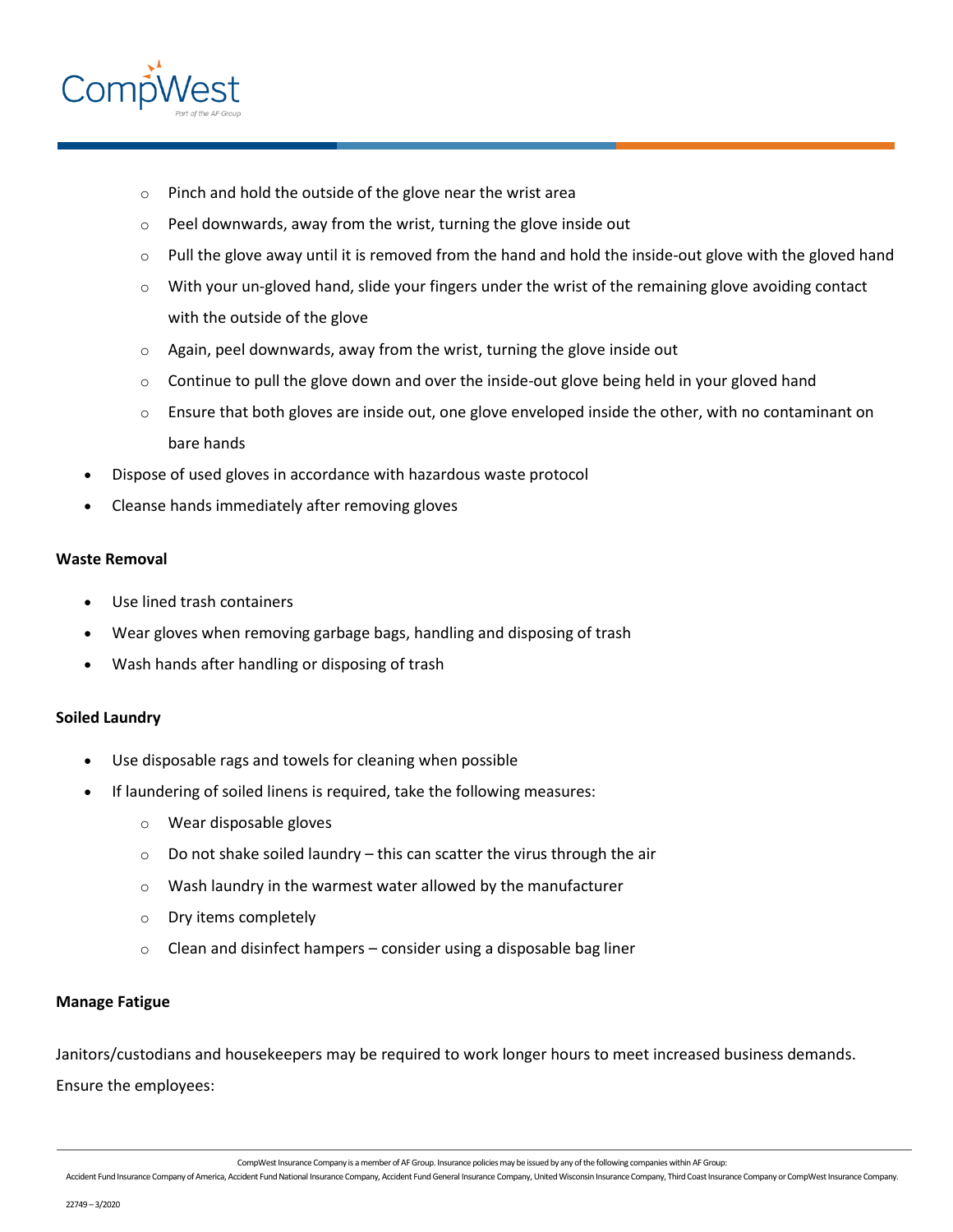- Pinch and hold the outside of the glove near the wrist area
    - Peel downwards, away from the wrist, turning the glove inside out
    - Pull the glove away until it is removed from the hand and hold the inside-out glove with the gloved hand
    - With your un-gloved hand, slide your fingers under the wrist of the remaining glove avoiding contact with the outside of the glove
    - Again, peel downwards, away from the wrist, turning the glove inside out
    - Continue to pull the glove down and over the inside-out glove being held in your gloved hand
    - Ensure that both gloves are inside out, one glove enveloped inside the other, with no contaminant on bare hands
- Dispose of used gloves in accordance with hazardous waste protocol
- Cleanse hands immediately after removing gloves

**Waste Removal**

- Use lined trash containers
- Wear gloves when removing garbage bags, handling and disposing of trash
- Wash hands after handling or disposing of trash

**Soiled Laundry**

- Use disposable rags and towels for cleaning when possible
- If laundering of soiled linens is required, take the following measures:
    - Wear disposable gloves
    - Do not shake soiled laundry – this can scatter the virus through the air
    - Wash laundry in the warmest water allowed by the manufacturer
    - Dry items completely
    - Clean and disinfect hampers – consider using a disposable bag liner

**Manage Fatigue**

Janitors/custodians and housekeepers may be required to work longer hours to meet increased business demands. Ensure the employees: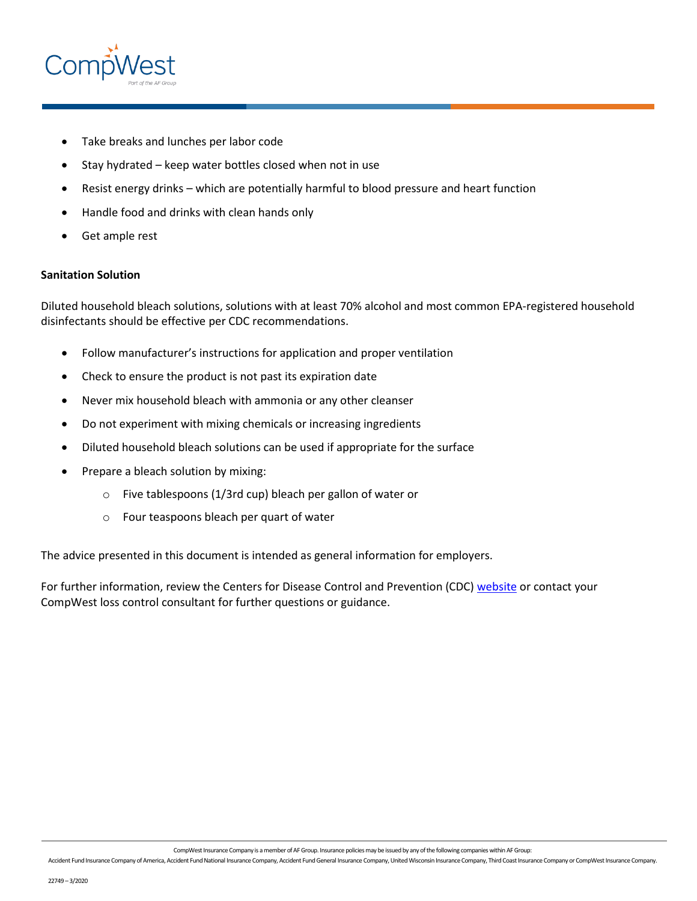- Take breaks and lunches per labor code
- Stay hydrated – keep water bottles closed when not in use
- Resist energy drinks – which are potentially harmful to blood pressure and heart function
- Handle food and drinks with clean hands only
- Get ample rest

**Sanitation Solution**

Diluted household bleach solutions, solutions with at least 70% alcohol and most common EPA-registered household disinfectants should be effective per CDC recommendations.

- Follow manufacturer's instructions for application and proper ventilation
- Check to ensure the product is not past its expiration date
- Never mix household bleach with ammonia or any other cleanser
- Do not experiment with mixing chemicals or increasing ingredients
- Diluted household bleach solutions can be used if appropriate for the surface
- Prepare a bleach solution by mixing:
  - Five tablespoons (1/3rd cup) bleach per gallon of water or
  - Four teaspoons bleach per quart of water

The advice presented in this document is intended as general information for employers.

For further information, review the Centers for Disease Control and Prevention (CDC) website or contact your CompWest loss control consultant for further questions or guidance.